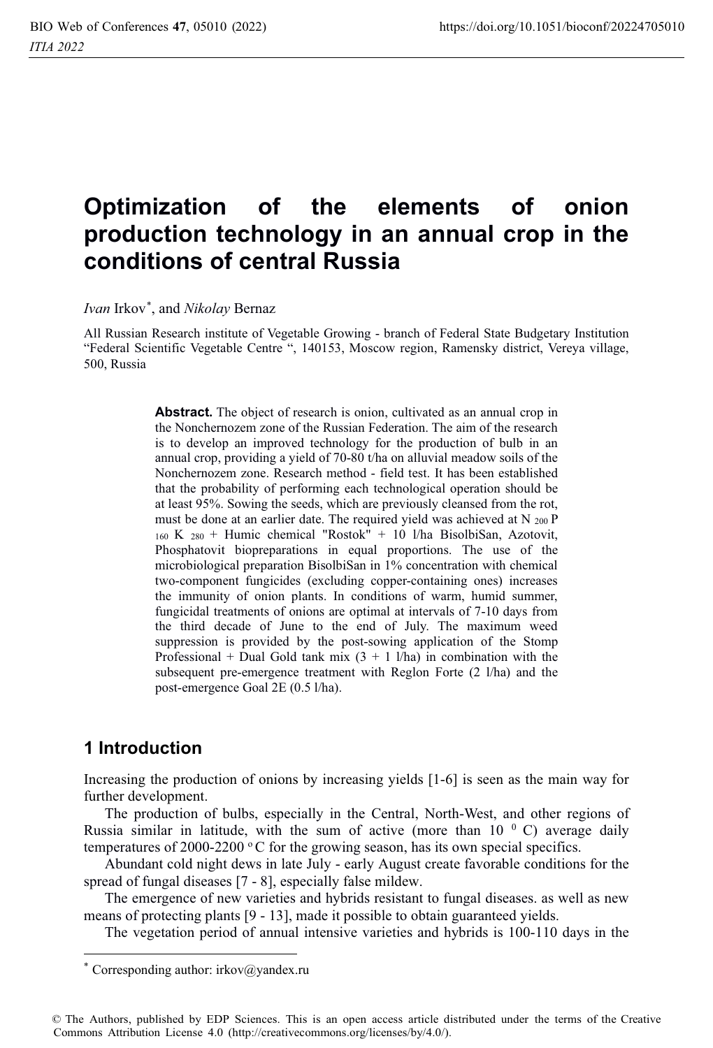# Optimization of the elements of onion production technology in an annual crop in the conditions of central Russia

*Ivan* Irkov[*], and *Nikolay* Bernaz

All Russian Research institute of Vegetable Growing - branch of Federal State Budgetary Institution "Federal Scientific Vegetable Centre ", 140153, Moscow region, Ramensky district, Vereya village, 500, Russia

**Abstract.** The object of research is onion, cultivated as an annual crop in the Nonchernozem zone of the Russian Federation. The aim of the research is to develop an improved technology for the production of bulb in an annual crop, providing a yield of 70-80 t/ha on alluvial meadow soils of the Nonchernozem zone. Research method - field test. It has been established that the probability of performing each technological operation should be at least 95%. Sowing the seeds, which are previously cleansed from the rot, must be done at an earlier date. The required yield was achieved at $N_{200} P_{160} K_{280}$ + Humic chemical "Rostok" + 10 l/ha BisolbiSan, Azotovit, Phosphatovit biopreparations in equal proportions. The use of the microbiological preparation BisolbiSan in 1% concentration with chemical two-component fungicides (excluding copper-containing ones) increases the immunity of onion plants. In conditions of warm, humid summer, fungicidal treatments of onions are optimal at intervals of 7-10 days from the third decade of June to the end of July. The maximum weed suppression is provided by the post-sowing application of the Stomp Professional + Dual Gold tank mix (3 + 1 l/ha) in combination with the subsequent pre-emergence treatment with Reglon Forte (2 l/ha) and the post-emergence Goal 2E (0.5 l/ha).

## 1 Introduction

Increasing the production of onions by increasing yields [1-6] is seen as the main way for further development.

The production of bulbs, especially in the Central, North-West, and other regions of Russia similar in latitude, with the sum of active (more than 10 $^{0}$ C) average daily temperatures of 2000-2200 $^{o}$ C for the growing season, has its own special specifics.

Abundant cold night dews in late July - early August create favorable conditions for the spread of fungal diseases [7 - 8], especially false mildew.

The emergence of new varieties and hybrids resistant to fungal diseases. as well as new means of protecting plants [9 - 13], made it possible to obtain guaranteed yields.

The vegetation period of annual intensive varieties and hybrids is 100-110 days in the

[*] Corresponding author: irkov@yandex.ru

© The Authors, published by EDP Sciences. This is an open access article distributed under the terms of the Creative Commons Attribution License 4.0 (http://creativecommons.org/licenses/by/4.0/).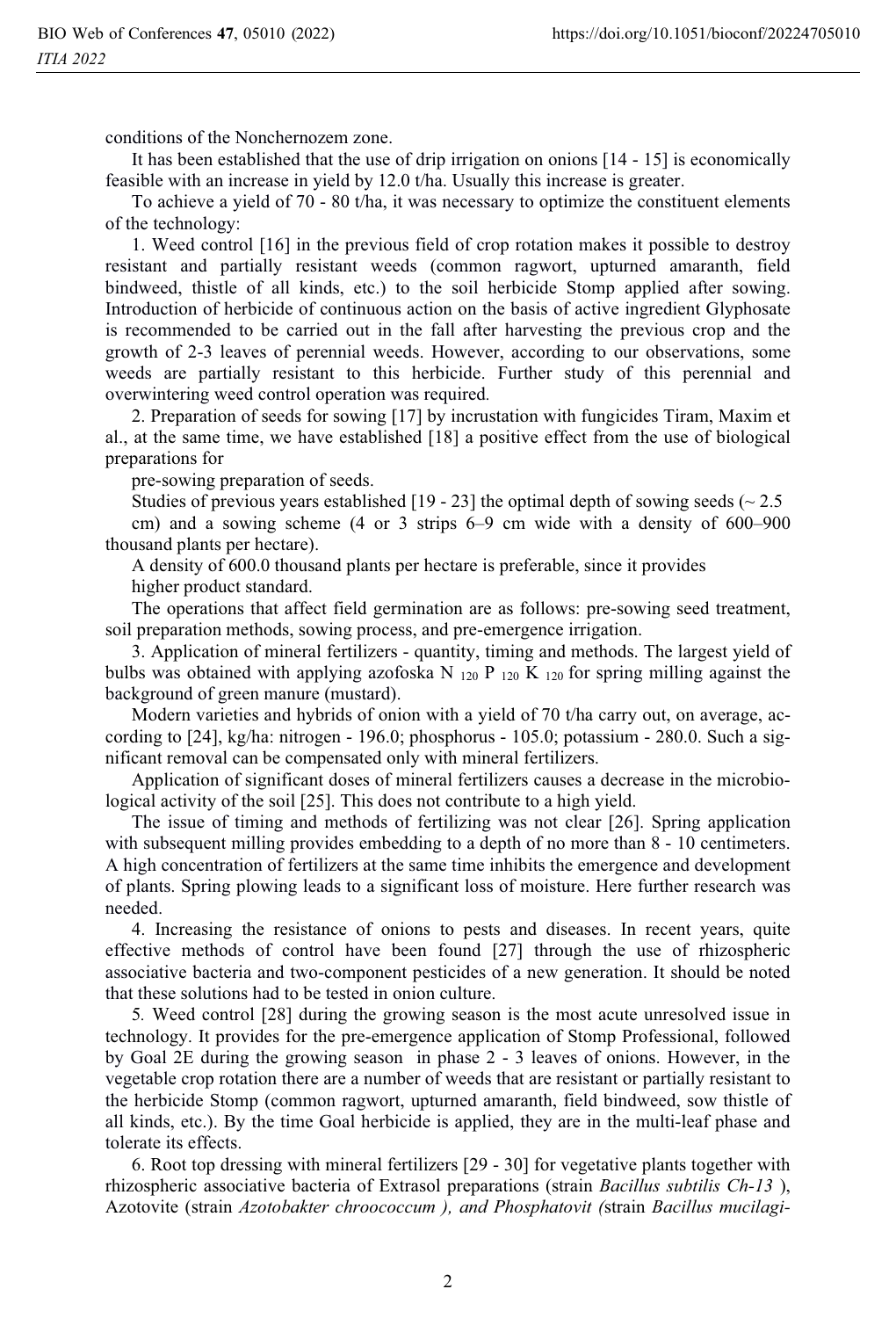conditions of the Nonchernozem zone.

It has been established that the use of drip irrigation on onions [14 - 15] is economically feasible with an increase in yield by 12.0 t/ha. Usually this increase is greater.

To achieve a yield of 70 - 80 t/ha, it was necessary to optimize the constituent elements of the technology:

1. Weed control [16] in the previous field of crop rotation makes it possible to destroy resistant and partially resistant weeds (common ragwort, upturned amaranth, field bindweed, thistle of all kinds, etc.) to the soil herbicide Stomp applied after sowing. Introduction of herbicide of continuous action on the basis of active ingredient Glyphosate is recommended to be carried out in the fall after harvesting the previous crop and the growth of 2-3 leaves of perennial weeds. However, according to our observations, some weeds are partially resistant to this herbicide. Further study of this perennial and overwintering weed control operation was required.

2. Preparation of seeds for sowing [17] by incrustation with fungicides Tiram, Maxim et al., at the same time, we have established [18] a positive effect from the use of biological preparations for pre-sowing preparation of seeds.

Studies of previous years established [19 - 23] the optimal depth of sowing seeds (~ 2.5 cm) and a sowing scheme (4 or 3 strips 6–9 cm wide with a density of 600–900 thousand plants per hectare).

A density of 600.0 thousand plants per hectare is preferable, since it provides higher product standard.

The operations that affect field germination are as follows: pre-sowing seed treatment, soil preparation methods, sowing process, and pre-emergence irrigation.

3. Application of mineral fertilizers - quantity, timing and methods. The largest yield of bulbs was obtained with applying azofoska $N_{120}$ $P_{120}$ $K_{120}$ for spring milling against the background of green manure (mustard).

Modern varieties and hybrids of onion with a yield of 70 t/ha carry out, on average, according to [24], kg/ha: nitrogen - 196.0; phosphorus - 105.0; potassium - 280.0. Such a significant removal can be compensated only with mineral fertilizers.

Application of significant doses of mineral fertilizers causes a decrease in the microbiological activity of the soil [25]. This does not contribute to a high yield.

The issue of timing and methods of fertilizing was not clear [26]. Spring application with subsequent milling provides embedding to a depth of no more than 8 - 10 centimeters. A high concentration of fertilizers at the same time inhibits the emergence and development of plants. Spring plowing leads to a significant loss of moisture. Here further research was needed.

4. Increasing the resistance of onions to pests and diseases. In recent years, quite effective methods of control have been found [27] through the use of rhizospheric associative bacteria and two-component pesticides of a new generation. It should be noted that these solutions had to be tested in onion culture.

5. Weed control [28] during the growing season is the most acute unresolved issue in technology. It provides for the pre-emergence application of Stomp Professional, followed by Goal 2E during the growing season in phase 2 - 3 leaves of onions. However, in the vegetable crop rotation there are a number of weeds that are resistant or partially resistant to the herbicide Stomp (common ragwort, upturned amaranth, field bindweed, sow thistle of all kinds, etc.). By the time Goal herbicide is applied, they are in the multi-leaf phase and tolerate its effects.

6. Root top dressing with mineral fertilizers [29 - 30] for vegetative plants together with rhizospheric associative bacteria of Extrasol preparations (strain *Bacillus subtilis Ch-13* ), Azotovite (strain *Azotobakter chroococcum ), and Phosphatovit (*strain *Bacillus mucilagi-*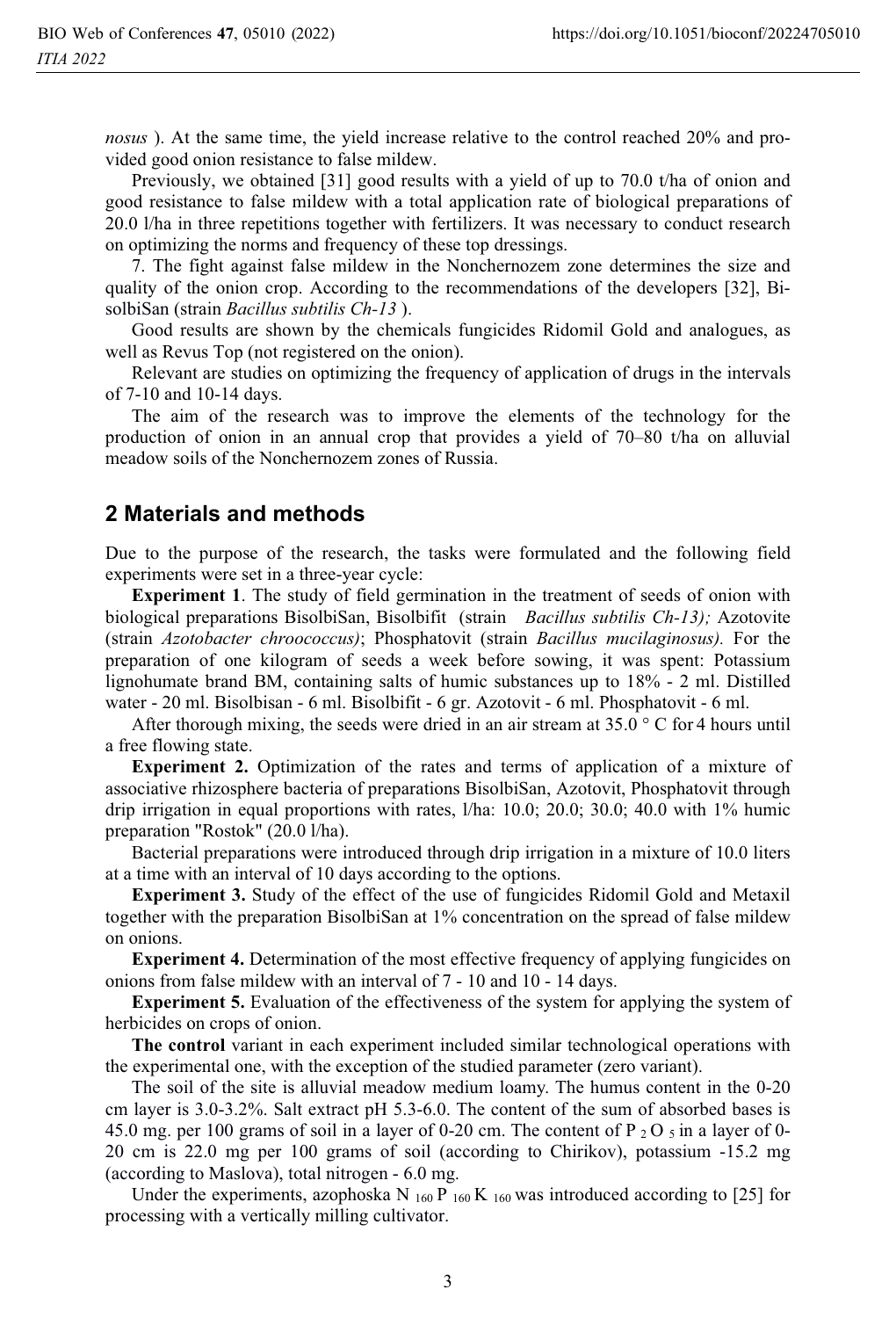*nosus* ). At the same time, the yield increase relative to the control reached 20% and provided good onion resistance to false mildew.

Previously, we obtained [31] good results with a yield of up to 70.0 t/ha of onion and good resistance to false mildew with a total application rate of biological preparations of 20.0 l/ha in three repetitions together with fertilizers. It was necessary to conduct research on optimizing the norms and frequency of these top dressings.

7. The fight against false mildew in the Nonchernozem zone determines the size and quality of the onion crop. According to the recommendations of the developers [32], BisolbiSan (strain *Bacillus subtilis Ch-13* ).

Good results are shown by the chemicals fungicides Ridomil Gold and analogues, as well as Revus Top (not registered on the onion).

Relevant are studies on optimizing the frequency of application of drugs in the intervals of 7-10 and 10-14 days.

The aim of the research was to improve the elements of the technology for the production of onion in an annual crop that provides a yield of 70–80 t/ha on alluvial meadow soils of the Nonchernozem zones of Russia.

## 2 Materials and methods

Due to the purpose of the research, the tasks were formulated and the following field experiments were set in a three-year cycle:

**Experiment 1**. The study of field germination in the treatment of seeds of onion with biological preparations BisolbiSan, Bisolbifit (strain *Bacillus subtilis Ch-13);* Azotovite (strain *Azotobacter chroococcus)*; Phosphatovit (strain *Bacillus mucilaginosus).* For the preparation of one kilogram of seeds a week before sowing, it was spent: Potassium lignohumate brand BM, containing salts of humic substances up to 18% - 2 ml. Distilled water - 20 ml. Bisolbisan - 6 ml. Bisolbifit - 6 gr. Azotovit - 6 ml. Phosphatovit - 6 ml.

After thorough mixing, the seeds were dried in an air stream at 35.0 ° C for 4 hours until a free flowing state.

**Experiment 2.** Optimization of the rates and terms of application of a mixture of associative rhizosphere bacteria of preparations BisolbiSan, Azotovit, Phosphatovit through drip irrigation in equal proportions with rates, l/ha: 10.0; 20.0; 30.0; 40.0 with 1% humic preparation "Rostok" (20.0 l/ha).

Bacterial preparations were introduced through drip irrigation in a mixture of 10.0 liters at a time with an interval of 10 days according to the options.

**Experiment 3.** Study of the effect of the use of fungicides Ridomil Gold and Metaxil together with the preparation BisolbiSan at 1% concentration on the spread of false mildew on onions.

**Experiment 4.** Determination of the most effective frequency of applying fungicides on onions from false mildew with an interval of 7 - 10 and 10 - 14 days.

**Experiment 5.** Evaluation of the effectiveness of the system for applying the system of herbicides on crops of onion.

**The control** variant in each experiment included similar technological operations with the experimental one, with the exception of the studied parameter (zero variant).

The soil of the site is alluvial meadow medium loamy. The humus content in the 0-20 cm layer is 3.0-3.2%. Salt extract pH 5.3-6.0. The content of the sum of absorbed bases is 45.0 mg. per 100 grams of soil in a layer of 0-20 cm. The content of $P_2O_5$ in a layer of 0-20 cm is 22.0 mg per 100 grams of soil (according to Chirikov), potassium -15.2 mg (according to Maslova), total nitrogen - 6.0 mg.

Under the experiments, azophoska $N_{160}P_{160}K_{160}$ was introduced according to [25] for processing with a vertically milling cultivator.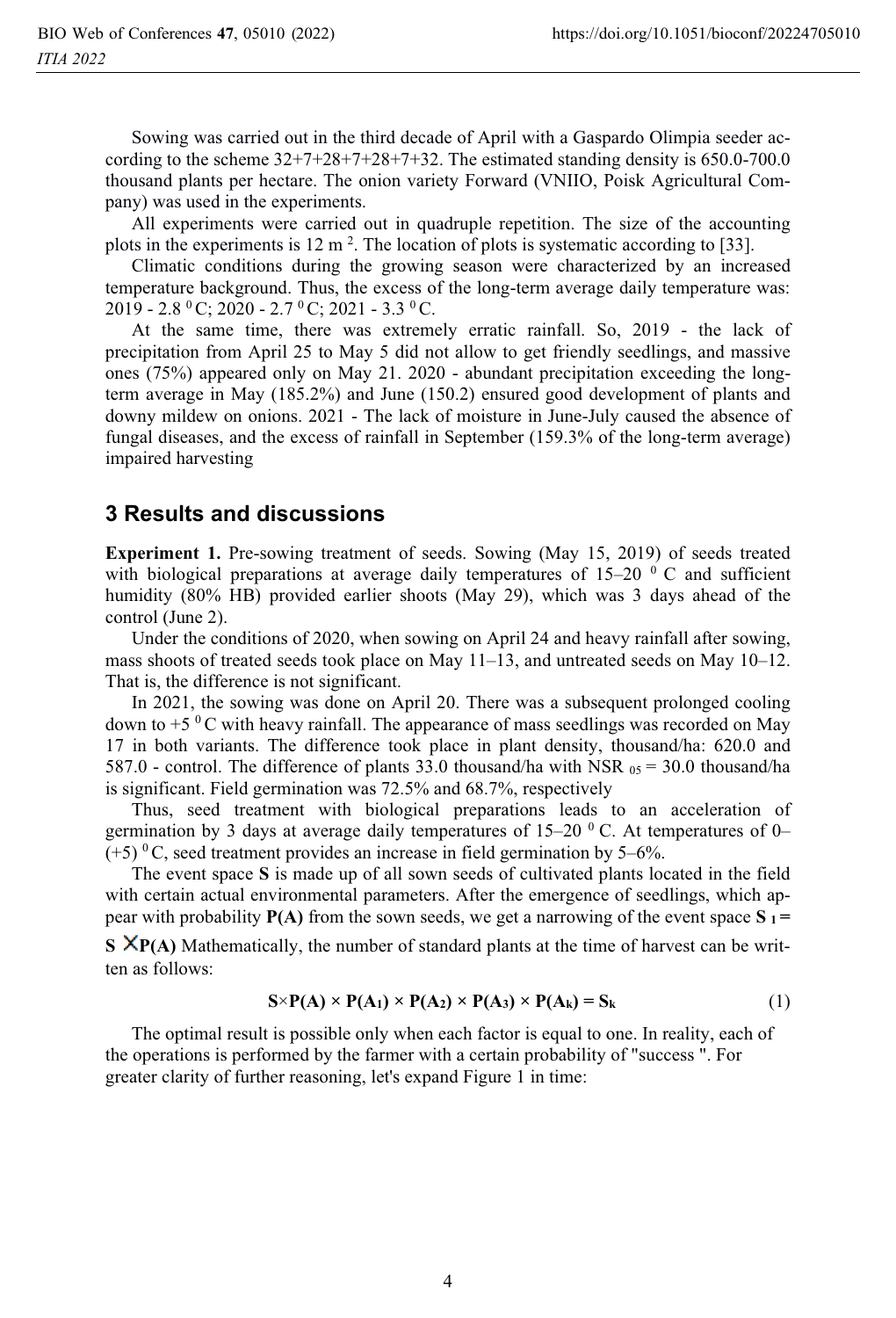Sowing was carried out in the third decade of April with a Gaspardo Olimpia seeder according to the scheme 32+7+28+7+28+7+32. The estimated standing density is 650.0-700.0 thousand plants per hectare. The onion variety Forward (VNIIO, Poisk Agricultural Company) was used in the experiments.

All experiments were carried out in quadruple repetition. The size of the accounting plots in the experiments is 12 $m^2$. The location of plots is systematic according to [33].

Climatic conditions during the growing season were characterized by an increased temperature background. Thus, the excess of the long-term average daily temperature was: 2019 - 2.8 $^0$C; 2020 - 2.7 $^0$C; 2021 - 3.3 $^0$C.

At the same time, there was extremely erratic rainfall. So, 2019 - the lack of precipitation from April 25 to May 5 did not allow to get friendly seedlings, and massive ones (75%) appeared only on May 21. 2020 - abundant precipitation exceeding the long-term average in May (185.2%) and June (150.2) ensured good development of plants and downy mildew on onions. 2021 - The lack of moisture in June-July caused the absence of fungal diseases, and the excess of rainfall in September (159.3% of the long-term average) impaired harvesting

## 3 Results and discussions

**Experiment 1.** Pre-sowing treatment of seeds. Sowing (May 15, 2019) of seeds treated with biological preparations at average daily temperatures of 15–20 $^0$ C and sufficient humidity (80% HB) provided earlier shoots (May 29), which was 3 days ahead of the control (June 2).

Under the conditions of 2020, when sowing on April 24 and heavy rainfall after sowing, mass shoots of treated seeds took place on May 11–13, and untreated seeds on May 10–12. That is, the difference is not significant.

In 2021, the sowing was done on April 20. There was a subsequent prolonged cooling down to +5 $^0$C with heavy rainfall. The appearance of mass seedlings was recorded on May 17 in both variants. The difference took place in plant density, thousand/ha: 620.0 and 587.0 - control. The difference of plants 33.0 thousand/ha with NSR $_{05}$ = 30.0 thousand/ha is significant. Field germination was 72.5% and 68.7%, respectively

Thus, seed treatment with biological preparations leads to an acceleration of germination by 3 days at average daily temperatures of 15–20 $^0$ C. At temperatures of 0–(+5) $^0$C, seed treatment provides an increase in field germination by 5–6%.

The event space **S** is made up of all sown seeds of cultivated plants located in the field with certain actual environmental parameters. After the emergence of seedlings, which appear with probability **P(A)** from the sown seeds, we get a narrowing of the event space $\mathbf{S_1 = S \times P(A)}$ Mathematically, the number of standard plants at the time of harvest can be written as follows:

$$\mathbf{S \times P(A) \times P(A_1) \times P(A_2) \times P(A_3) \times P(A_k) = S_k} \quad (1)$$

The optimal result is possible only when each factor is equal to one. In reality, each of the operations is performed by the farmer with a certain probability of "success ". For greater clarity of further reasoning, let's expand Figure 1 in time: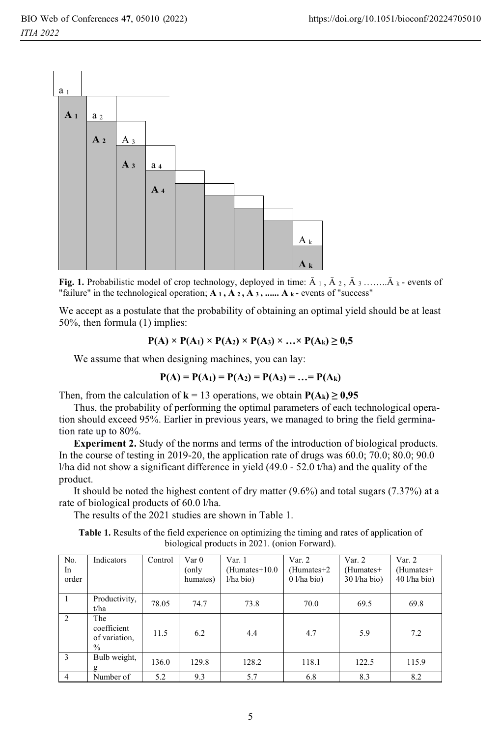Fig. 1. Probabilistic model of crop technology, deployed in time: $\bar{A}_1$, $\bar{A}_2$, $\bar{A}_3$ ……..$\bar{A}_k$ - events of "failure" in the technological operation; $\mathbf{A_1}$, $\mathbf{A_2}$, $\mathbf{A_3}$, ...... $\mathbf{A_k}$ - events of "success"

We accept as a postulate that the probability of obtaining an optimal yield should be at least 50%, then formula (1) implies:

$$\mathbf{P(A) \times P(A_1) \times P(A_2) \times P(A_3) \times \ldots \times P(A_k) \geq 0{,}5}$$

We assume that when designing machines, you can lay:

$$\mathbf{P(A) = P(A_1) = P(A_2) = P(A_3) = \ldots = P(A_k)}$$

Then, from the calculation of $\mathbf{k}$ = 13 operations, we obtain $\mathbf{P(A_k) \geq 0{,}95}$

Thus, the probability of performing the optimal parameters of each technological operation should exceed 95%. Earlier in previous years, we managed to bring the field germination rate up to 80%.

**Experiment 2.** Study of the norms and terms of the introduction of biological products. In the course of testing in 2019-20, the application rate of drugs was 60.0; 70.0; 80.0; 90.0 l/ha did not show a significant difference in yield (49.0 - 52.0 t/ha) and the quality of the product.

It should be noted the highest content of dry matter (9.6%) and total sugars (7.37%) at a rate of biological products of 60.0 l/ha.

The results of the 2021 studies are shown in Table 1.

**Table 1.** Results of the field experience on optimizing the timing and rates of application of biological products in 2021. (onion Forward).

| No. In order | Indicators | Control | Var 0 (only humates) | Var. 1 (Humates+10.0 l/ha bio) | Var. 2 (Humates+2 0 l/ha bio) | Var. 2 (Humates+ 30 l/ha bio) | Var. 2 (Humates+ 40 l/ha bio) |
|---|---|---|---|---|---|---|---|
| 1 | Productivity, t/ha | 78.05 | 74.7 | 73.8 | 70.0 | 69.5 | 69.8 |
| 2 | The coefficient of variation, % | 11.5 | 6.2 | 4.4 | 4.7 | 5.9 | 7.2 |
| 3 | Bulb weight, g | 136.0 | 129.8 | 128.2 | 118.1 | 122.5 | 115.9 |
| 4 | Number of | 5.2 | 9.3 | 5.7 | 6.8 | 8.3 | 8.2 |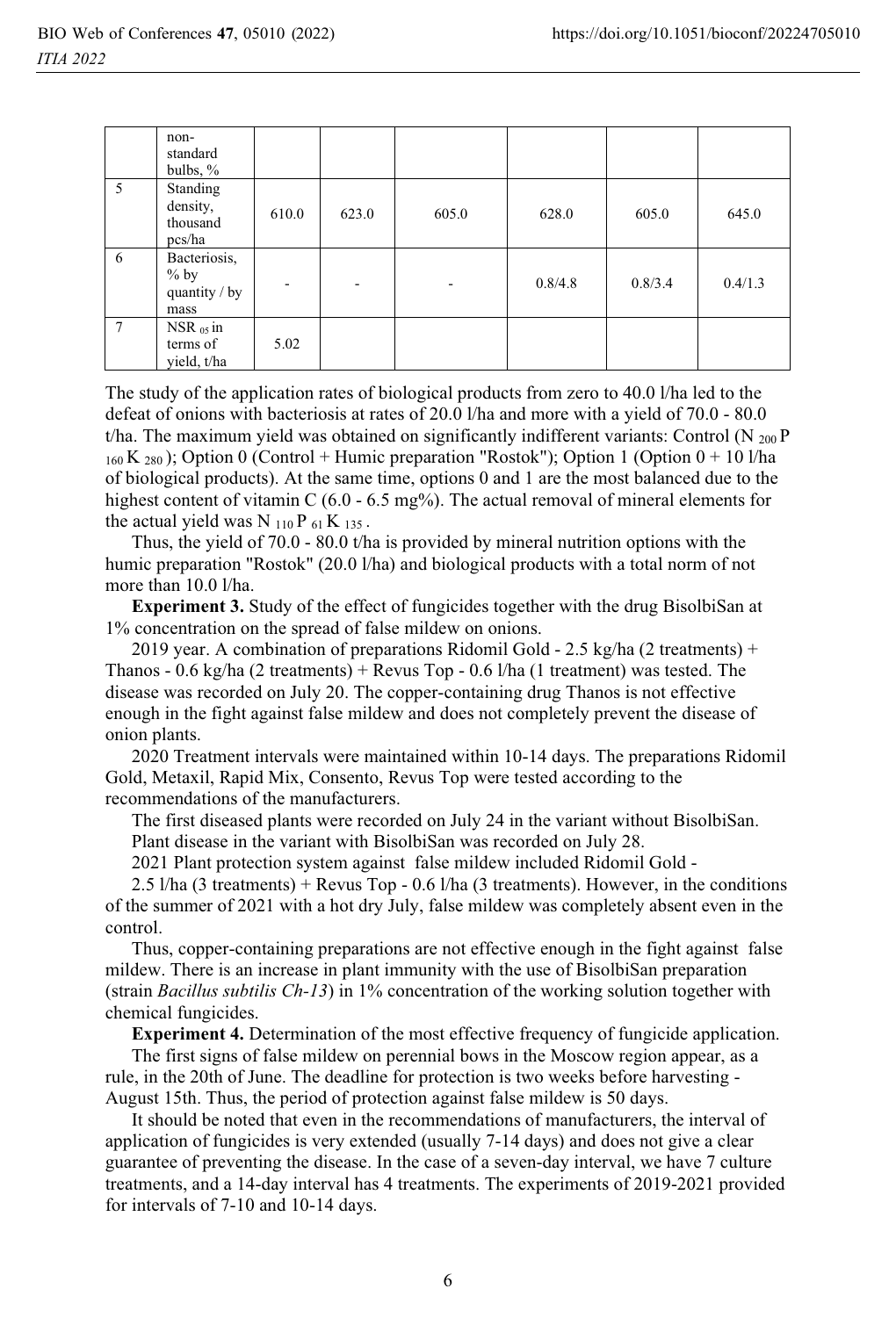|  | non-standard bulbs, % |  |  |  |  |  |  |
|---|---|---|---|---|---|---|---|
| 5 | Standing density, thousand pcs/ha | 610.0 | 623.0 | 605.0 | 628.0 | 605.0 | 645.0 |
| 6 | Bacteriosis, % by quantity / by mass | - | - | - | 0.8/4.8 | 0.8/3.4 | 0.4/1.3 |
| 7 | NSR $_{05}$ in terms of yield, t/ha | 5.02 |  |  |  |  |  |

The study of the application rates of biological products from zero to 40.0 l/ha led to the defeat of onions with bacteriosis at rates of 20.0 l/ha and more with a yield of 70.0 - 80.0 t/ha. The maximum yield was obtained on significantly indifferent variants: Control ($N_{200} P_{160} K_{280}$); Option 0 (Control + Humic preparation "Rostok"); Option 1 (Option 0 + 10 l/ha of biological products). At the same time, options 0 and 1 are the most balanced due to the highest content of vitamin C (6.0 - 6.5 mg%). The actual removal of mineral elements for the actual yield was $N_{110} P_{61} K_{135}$.

Thus, the yield of 70.0 - 80.0 t/ha is provided by mineral nutrition options with the humic preparation "Rostok" (20.0 l/ha) and biological products with a total norm of not more than 10.0 l/ha.

**Experiment 3.** Study of the effect of fungicides together with the drug BisolbiSan at 1% concentration on the spread of false mildew on onions.

2019 year. A combination of preparations Ridomil Gold - 2.5 kg/ha (2 treatments) + Thanos - 0.6 kg/ha (2 treatments) + Revus Top - 0.6 l/ha (1 treatment) was tested. The disease was recorded on July 20. The copper-containing drug Thanos is not effective enough in the fight against false mildew and does not completely prevent the disease of onion plants.

2020 Treatment intervals were maintained within 10-14 days. The preparations Ridomil Gold, Metaxil, Rapid Mix, Consento, Revus Top were tested according to the recommendations of the manufacturers.

The first diseased plants were recorded on July 24 in the variant without BisolbiSan.

Plant disease in the variant with BisolbiSan was recorded on July 28.

2021 Plant protection system against false mildew included Ridomil Gold - 2.5 l/ha (3 treatments) + Revus Top - 0.6 l/ha (3 treatments). However, in the conditions of the summer of 2021 with a hot dry July, false mildew was completely absent even in the control.

Thus, copper-containing preparations are not effective enough in the fight against false mildew. There is an increase in plant immunity with the use of BisolbiSan preparation (strain *Bacillus subtilis Ch-13*) in 1% concentration of the working solution together with chemical fungicides.

**Experiment 4.** Determination of the most effective frequency of fungicide application.

The first signs of false mildew on perennial bows in the Moscow region appear, as a rule, in the 20th of June. The deadline for protection is two weeks before harvesting - August 15th. Thus, the period of protection against false mildew is 50 days.

It should be noted that even in the recommendations of manufacturers, the interval of application of fungicides is very extended (usually 7-14 days) and does not give a clear guarantee of preventing the disease. In the case of a seven-day interval, we have 7 culture treatments, and a 14-day interval has 4 treatments. The experiments of 2019-2021 provided for intervals of 7-10 and 10-14 days.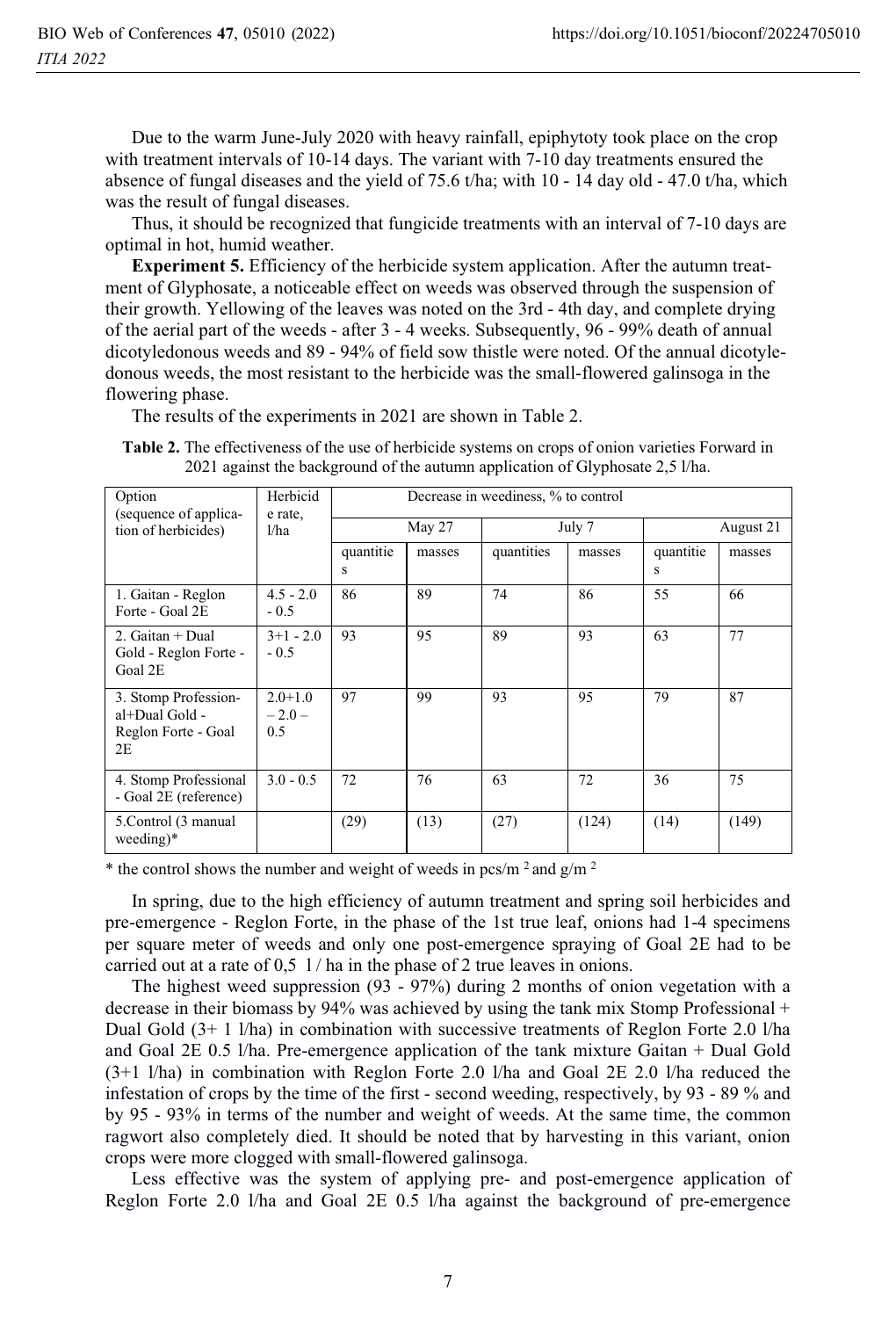Due to the warm June-July 2020 with heavy rainfall, epiphytoty took place on the crop with treatment intervals of 10-14 days. The variant with 7-10 day treatments ensured the absence of fungal diseases and the yield of 75.6 t/ha; with 10 - 14 day old - 47.0 t/ha, which was the result of fungal diseases.

Thus, it should be recognized that fungicide treatments with an interval of 7-10 days are optimal in hot, humid weather.

**Experiment 5.** Efficiency of the herbicide system application. After the autumn treatment of Glyphosate, a noticeable effect on weeds was observed through the suspension of their growth. Yellowing of the leaves was noted on the 3rd - 4th day, and complete drying of the aerial part of the weeds - after 3 - 4 weeks. Subsequently, 96 - 99% death of annual dicotyledonous weeds and 89 - 94% of field sow thistle were noted. Of the annual dicotyledonous weeds, the most resistant to the herbicide was the small-flowered galinsoga in the flowering phase.

The results of the experiments in 2021 are shown in Table 2.

**Table 2.** The effectiveness of the use of herbicide systems on crops of onion varieties Forward in 2021 against the background of the autumn application of Glyphosate 2,5 l/ha.

| Option (sequence of application of herbicides) | Herbicide rate, l/ha | Decrease in weediness, % to control | | | | | |
|---|---|---|---|---|---|---|---|
| | | May 27 | | July 7 | | August 21 | |
| | | quantities | masses | quantities | masses | quantities | masses |
| 1. Gaitan - Reglon Forte - Goal 2E | 4.5 - 2.0 - 0.5 | 86 | 89 | 74 | 86 | 55 | 66 |
| 2. Gaitan + Dual Gold - Reglon Forte - Goal 2E | 3+1 - 2.0 - 0.5 | 93 | 95 | 89 | 93 | 63 | 77 |
| 3. Stomp Professional+Dual Gold - Reglon Forte - Goal 2E | 2.0+1.0 – 2.0 – 0.5 | 97 | 99 | 93 | 95 | 79 | 87 |
| 4. Stomp Professional - Goal 2E (reference) | 3.0 - 0.5 | 72 | 76 | 63 | 72 | 36 | 75 |
| 5.Control (3 manual weeding)* | | (29) | (13) | (27) | (124) | (14) | (149) |

\* the control shows the number and weight of weeds in pcs/m $^2$ and g/m $^2$

In spring, due to the high efficiency of autumn treatment and spring soil herbicides and pre-emergence - Reglon Forte, in the phase of the 1st true leaf, onions had 1-4 specimens per square meter of weeds and only one post-emergence spraying of Goal 2E had to be carried out at a rate of 0,5 l / ha in the phase of 2 true leaves in onions.

The highest weed suppression (93 - 97%) during 2 months of onion vegetation with a decrease in their biomass by 94% was achieved by using the tank mix Stomp Professional + Dual Gold (3+ 1 l/ha) in combination with successive treatments of Reglon Forte 2.0 l/ha and Goal 2E 0.5 l/ha. Pre-emergence application of the tank mixture Gaitan + Dual Gold (3+1 l/ha) in combination with Reglon Forte 2.0 l/ha and Goal 2E 2.0 l/ha reduced the infestation of crops by the time of the first - second weeding, respectively, by 93 - 89 % and by 95 - 93% in terms of the number and weight of weeds. At the same time, the common ragwort also completely died. It should be noted that by harvesting in this variant, onion crops were more clogged with small-flowered galinsoga.

Less effective was the system of applying pre- and post-emergence application of Reglon Forte 2.0 l/ha and Goal 2E 0.5 l/ha against the background of pre-emergence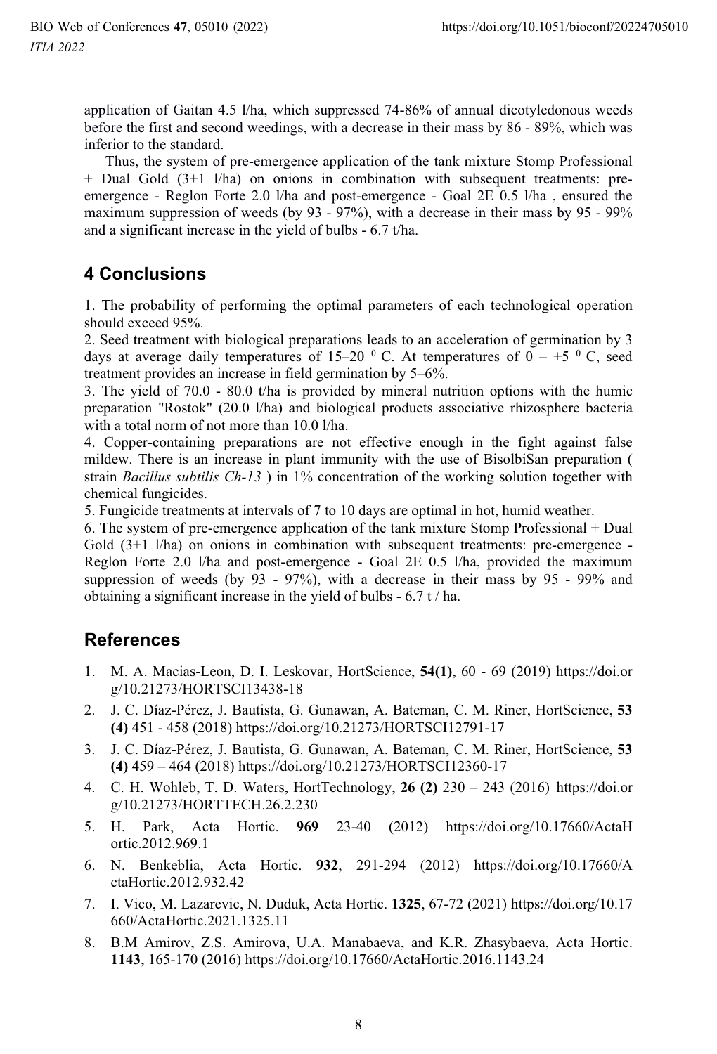application of Gaitan 4.5 l/ha, which suppressed 74-86% of annual dicotyledonous weeds before the first and second weedings, with a decrease in their mass by 86 - 89%, which was inferior to the standard.

Thus, the system of pre-emergence application of the tank mixture Stomp Professional + Dual Gold (3+1 l/ha) on onions in combination with subsequent treatments: pre-emergence - Reglon Forte 2.0 l/ha and post-emergence - Goal 2E 0.5 l/ha , ensured the maximum suppression of weeds (by 93 - 97%), with a decrease in their mass by 95 - 99% and a significant increase in the yield of bulbs - 6.7 t/ha.

## 4 Conclusions

1. The probability of performing the optimal parameters of each technological operation should exceed 95%.
2. Seed treatment with biological preparations leads to an acceleration of germination by 3 days at average daily temperatures of 15–20 $^0$ C. At temperatures of 0 – +5 $^0$ C, seed treatment provides an increase in field germination by 5–6%.
3. The yield of 70.0 - 80.0 t/ha is provided by mineral nutrition options with the humic preparation "Rostok" (20.0 l/ha) and biological products associative rhizosphere bacteria with a total norm of not more than 10.0 l/ha.
4. Copper-containing preparations are not effective enough in the fight against false mildew. There is an increase in plant immunity with the use of BisolbiSan preparation ( strain *Bacillus subtilis Ch-13* ) in 1% concentration of the working solution together with chemical fungicides.
5. Fungicide treatments at intervals of 7 to 10 days are optimal in hot, humid weather.
6. The system of pre-emergence application of the tank mixture Stomp Professional + Dual Gold (3+1 l/ha) on onions in combination with subsequent treatments: pre-emergence - Reglon Forte 2.0 l/ha and post-emergence - Goal 2E 0.5 l/ha, provided the maximum suppression of weeds (by 93 - 97%), with a decrease in their mass by 95 - 99% and obtaining a significant increase in the yield of bulbs - 6.7 t / ha.

## References

1. M. A. Macias-Leon, D. I. Leskovar, HortScience, **54(1)**, 60 - 69 (2019) https://doi.org/10.21273/HORTSCI13438-18
2. J. C. Díaz-Pérez, J. Bautista, G. Gunawan, A. Bateman, C. M. Riner, HortScience, **53 (4)** 451 - 458 (2018) https://doi.org/10.21273/HORTSCI12791-17
3. J. C. Díaz-Pérez, J. Bautista, G. Gunawan, A. Bateman, C. M. Riner, HortScience, **53 (4)** 459 – 464 (2018) https://doi.org/10.21273/HORTSCI12360-17
4. C. H. Wohleb, T. D. Waters, HortTechnology, **26 (2)** 230 – 243 (2016) https://doi.org/10.21273/HORTTECH.26.2.230
5. H. Park, Acta Hortic. **969** 23-40 (2012) https://doi.org/10.17660/ActaHortic.2012.969.1
6. N. Benkeblia, Acta Hortic. **932**, 291-294 (2012) https://doi.org/10.17660/ActaHortic.2012.932.42
7. I. Vico, M. Lazarevic, N. Duduk, Acta Hortic. **1325**, 67-72 (2021) https://doi.org/10.17660/ActaHortic.2021.1325.11
8. B.M Amirov, Z.S. Amirova, U.A. Manabaeva, and K.R. Zhasybaeva, Acta Hortic. **1143**, 165-170 (2016) https://doi.org/10.17660/ActaHortic.2016.1143.24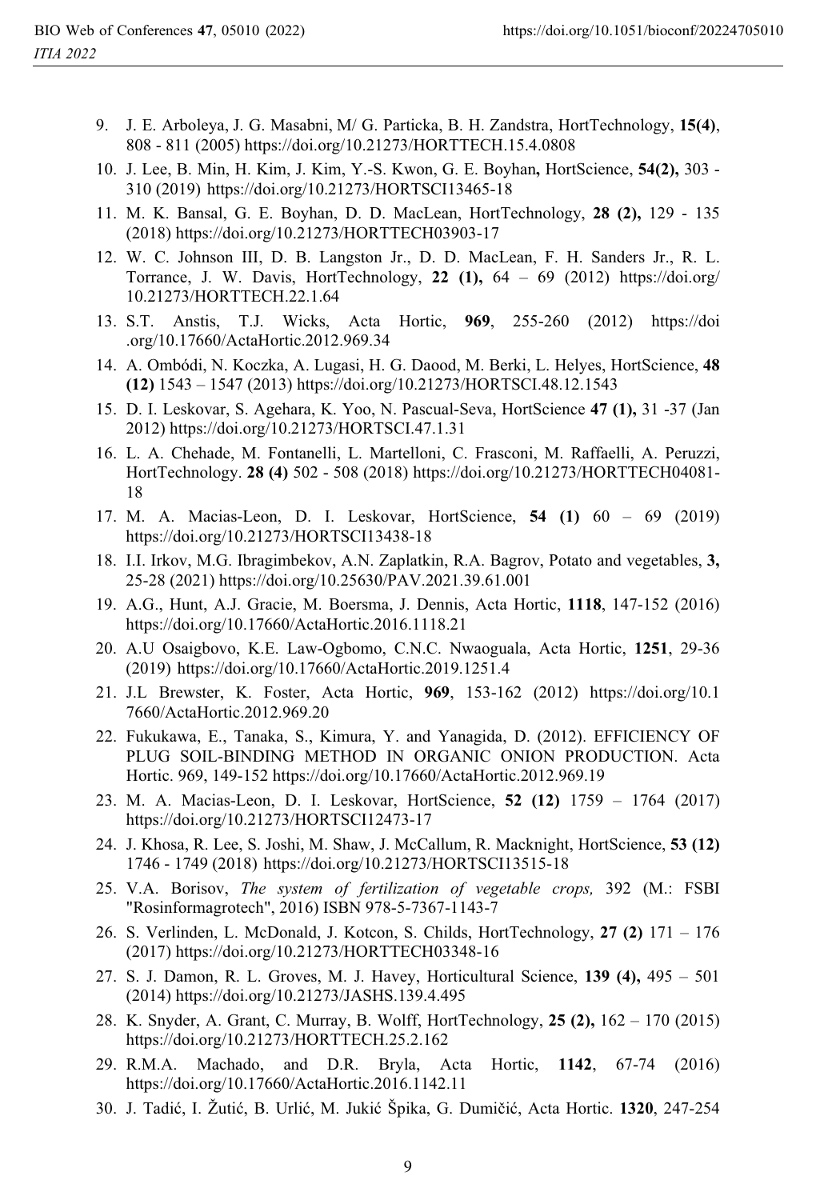9. J. E. Arboleya, J. G. Masabni, M/ G. Particka, B. H. Zandstra, HortTechnology, **15(4)**, 808 - 811 (2005) https://doi.org/10.21273/HORTTECH.15.4.0808
10. J. Lee, B. Min, H. Kim, J. Kim, Y.-S. Kwon, G. E. Boyhan**,** HortScience, **54(2),** 303 - 310 (2019) https://doi.org/10.21273/HORTSCI13465-18
11. M. K. Bansal, G. E. Boyhan, D. D. MacLean, HortTechnology, **28 (2),** 129 - 135 (2018) https://doi.org/10.21273/HORTTECH03903-17
12. W. C. Johnson III, D. B. Langston Jr., D. D. MacLean, F. H. Sanders Jr., R. L. Torrance, J. W. Davis, HortTechnology, **22 (1),** 64 – 69 (2012) https://doi.org/10.21273/HORTTECH.22.1.64
13. S.T. Anstis, T.J. Wicks, Acta Hortic, **969**, 255-260 (2012) https://doi.org/10.17660/ActaHortic.2012.969.34
14. A. Ombódi, N. Koczka, A. Lugasi, H. G. Daood, M. Berki, L. Helyes, HortScience, **48 (12)** 1543 – 1547 (2013) https://doi.org/10.21273/HORTSCI.48.12.1543
15. D. I. Leskovar, S. Agehara, K. Yoo, N. Pascual-Seva, HortScience **47 (1),** 31 -37 (Jan 2012) https://doi.org/10.21273/HORTSCI.47.1.31
16. L. A. Chehade, M. Fontanelli, L. Martelloni, C. Frasconi, M. Raffaelli, A. Peruzzi, HortTechnology. **28 (4)** 502 - 508 (2018) https://doi.org/10.21273/HORTTECH04081-18
17. M. A. Macias-Leon, D. I. Leskovar, HortScience, **54 (1)** 60 – 69 (2019) https://doi.org/10.21273/HORTSCI13438-18
18. I.I. Irkov, M.G. Ibragimbekov, A.N. Zaplatkin, R.A. Bagrov, Potato and vegetables, **3,** 25-28 (2021) https://doi.org/10.25630/PAV.2021.39.61.001
19. A.G., Hunt, A.J. Gracie, M. Boersma, J. Dennis, Acta Hortic, **1118**, 147-152 (2016) https://doi.org/10.17660/ActaHortic.2016.1118.21
20. A.U Osaigbovo, K.E. Law-Ogbomo, C.N.C. Nwaoguala, Acta Hortic, **1251**, 29-36 (2019) https://doi.org/10.17660/ActaHortic.2019.1251.4
21. J.L Brewster, K. Foster, Acta Hortic, **969**, 153-162 (2012) https://doi.org/10.17660/ActaHortic.2012.969.20
22. Fukukawa, E., Tanaka, S., Kimura, Y. and Yanagida, D. (2012). EFFICIENCY OF PLUG SOIL-BINDING METHOD IN ORGANIC ONION PRODUCTION. Acta Hortic. 969, 149-152 https://doi.org/10.17660/ActaHortic.2012.969.19
23. M. A. Macias-Leon, D. I. Leskovar, HortScience, **52 (12)** 1759 – 1764 (2017) https://doi.org/10.21273/HORTSCI12473-17
24. J. Khosa, R. Lee, S. Joshi, M. Shaw, J. McCallum, R. Macknight, HortScience, **53 (12)** 1746 - 1749 (2018) https://doi.org/10.21273/HORTSCI13515-18
25. V.A. Borisov, *The system of fertilization of vegetable crops,* 392 (M.: FSBI "Rosinformagrotech", 2016) ISBN 978-5-7367-1143-7
26. S. Verlinden, L. McDonald, J. Kotcon, S. Childs, HortTechnology, **27 (2)** 171 – 176 (2017) https://doi.org/10.21273/HORTTECH03348-16
27. S. J. Damon, R. L. Groves, M. J. Havey, Horticultural Science, **139 (4),** 495 – 501 (2014) https://doi.org/10.21273/JASHS.139.4.495
28. K. Snyder, A. Grant, C. Murray, B. Wolff, HortTechnology, **25 (2),** 162 – 170 (2015) https://doi.org/10.21273/HORTTECH.25.2.162
29. R.M.A. Machado, and D.R. Bryla, Acta Hortic, **1142**, 67-74 (2016) https://doi.org/10.17660/ActaHortic.2016.1142.11
30. J. Tadić, I. Žutić, B. Urlić, M. Jukić Špika, G. Dumičić, Acta Hortic. **1320**, 247-254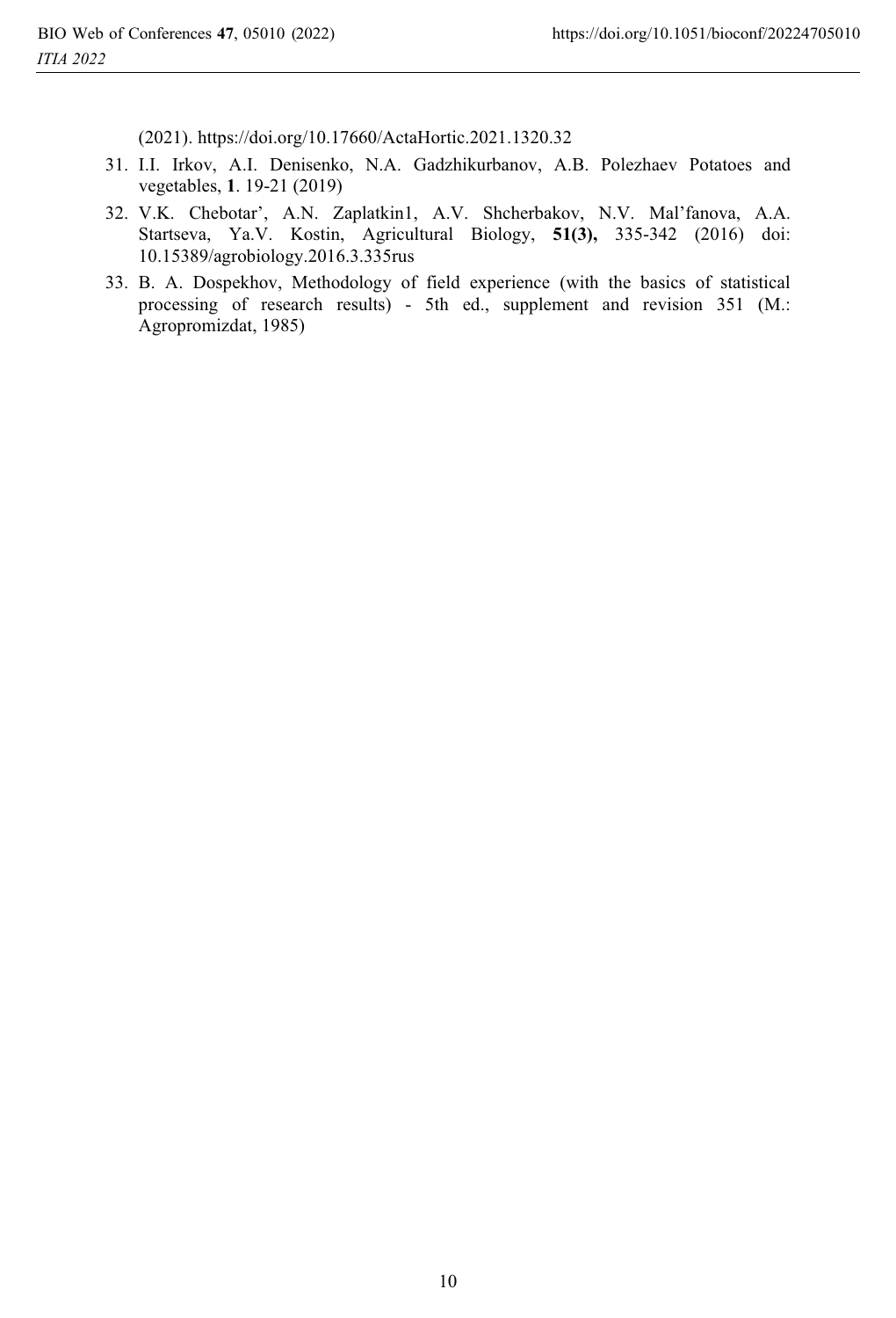(2021). https://doi.org/10.17660/ActaHortic.2021.1320.32

31. I.I. Irkov, A.I. Denisenko, N.A. Gadzhikurbanov, A.B. Polezhaev Potatoes and vegetables, **1**. 19-21 (2019)
32. V.K. Chebotar’, A.N. Zaplatkin1, A.V. Shcherbakov, N.V. Mal’fanova, A.A. Startseva, Ya.V. Kostin, Agricultural Biology, **51(3),** 335-342 (2016) doi: 10.15389/agrobiology.2016.3.335rus
33. B. A. Dospekhov, Methodology of field experience (with the basics of statistical processing of research results) - 5th ed., supplement and revision 351 (M.: Agropromizdat, 1985)